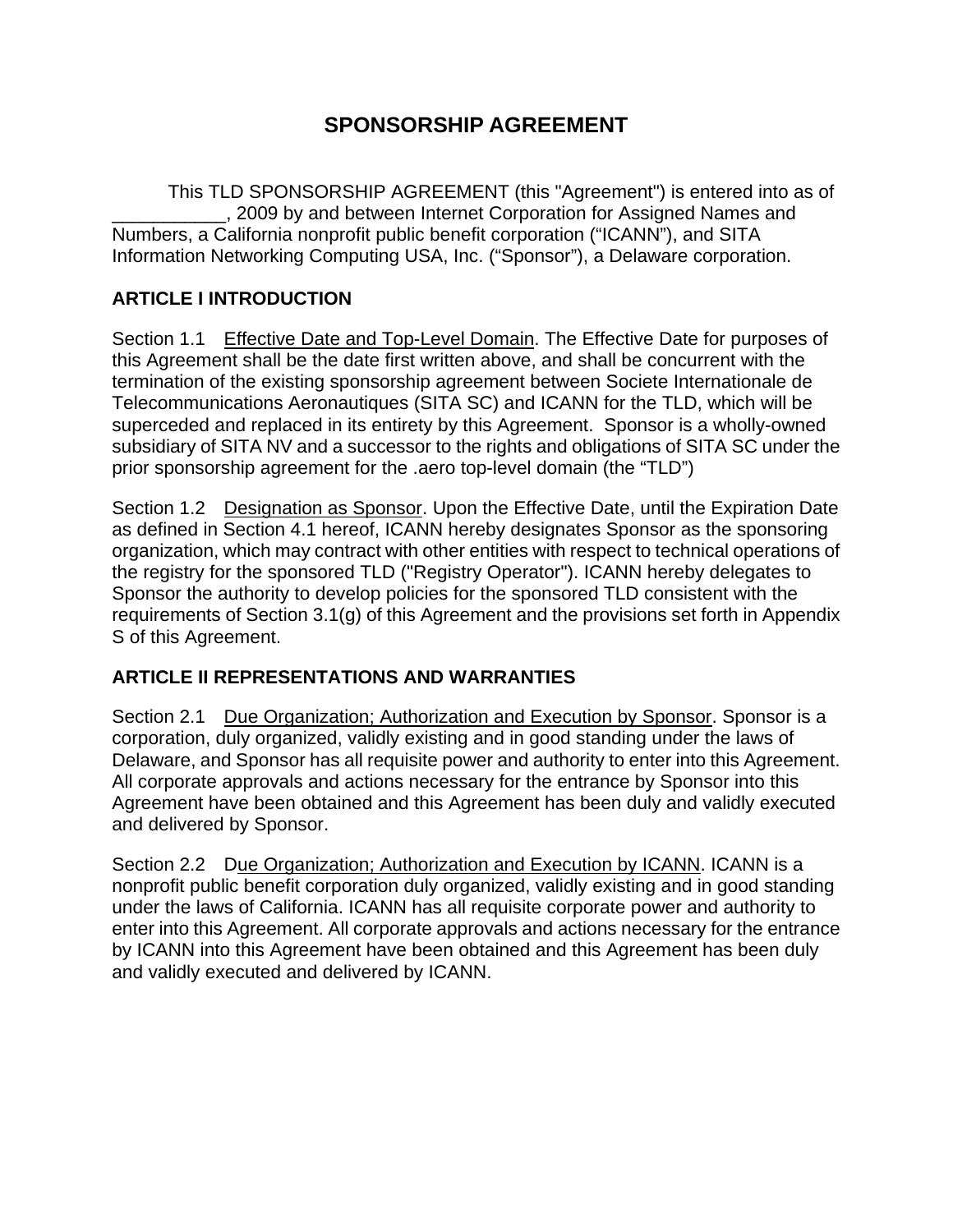# SPONSORSHIP AGREEMENT

This TLD SPONSORSHIP AGREEMENT (this "Agreement") is entered into as of ___________, 2009 by and between Internet Corporation for Assigned Names and Numbers, a California nonprofit public benefit corporation ("ICANN"), and SITA Information Networking Computing USA, Inc. ("Sponsor"), a Delaware corporation.

## ARTICLE I INTRODUCTION

Section 1.1 Effective Date and Top-Level Domain. The Effective Date for purposes of this Agreement shall be the date first written above, and shall be concurrent with the termination of the existing sponsorship agreement between Societe Internationale de Telecommunications Aeronautiques (SITA SC) and ICANN for the TLD, which will be superceded and replaced in its entirety by this Agreement. Sponsor is a wholly-owned subsidiary of SITA NV and a successor to the rights and obligations of SITA SC under the prior sponsorship agreement for the .aero top-level domain (the "TLD")

Section 1.2 Designation as Sponsor. Upon the Effective Date, until the Expiration Date as defined in Section 4.1 hereof, ICANN hereby designates Sponsor as the sponsoring organization, which may contract with other entities with respect to technical operations of the registry for the sponsored TLD ("Registry Operator"). ICANN hereby delegates to Sponsor the authority to develop policies for the sponsored TLD consistent with the requirements of Section 3.1(g) of this Agreement and the provisions set forth in Appendix S of this Agreement.

## ARTICLE II REPRESENTATIONS AND WARRANTIES

Section 2.1 Due Organization; Authorization and Execution by Sponsor. Sponsor is a corporation, duly organized, validly existing and in good standing under the laws of Delaware, and Sponsor has all requisite power and authority to enter into this Agreement. All corporate approvals and actions necessary for the entrance by Sponsor into this Agreement have been obtained and this Agreement has been duly and validly executed and delivered by Sponsor.

Section 2.2 Due Organization; Authorization and Execution by ICANN. ICANN is a nonprofit public benefit corporation duly organized, validly existing and in good standing under the laws of California. ICANN has all requisite corporate power and authority to enter into this Agreement. All corporate approvals and actions necessary for the entrance by ICANN into this Agreement have been obtained and this Agreement has been duly and validly executed and delivered by ICANN.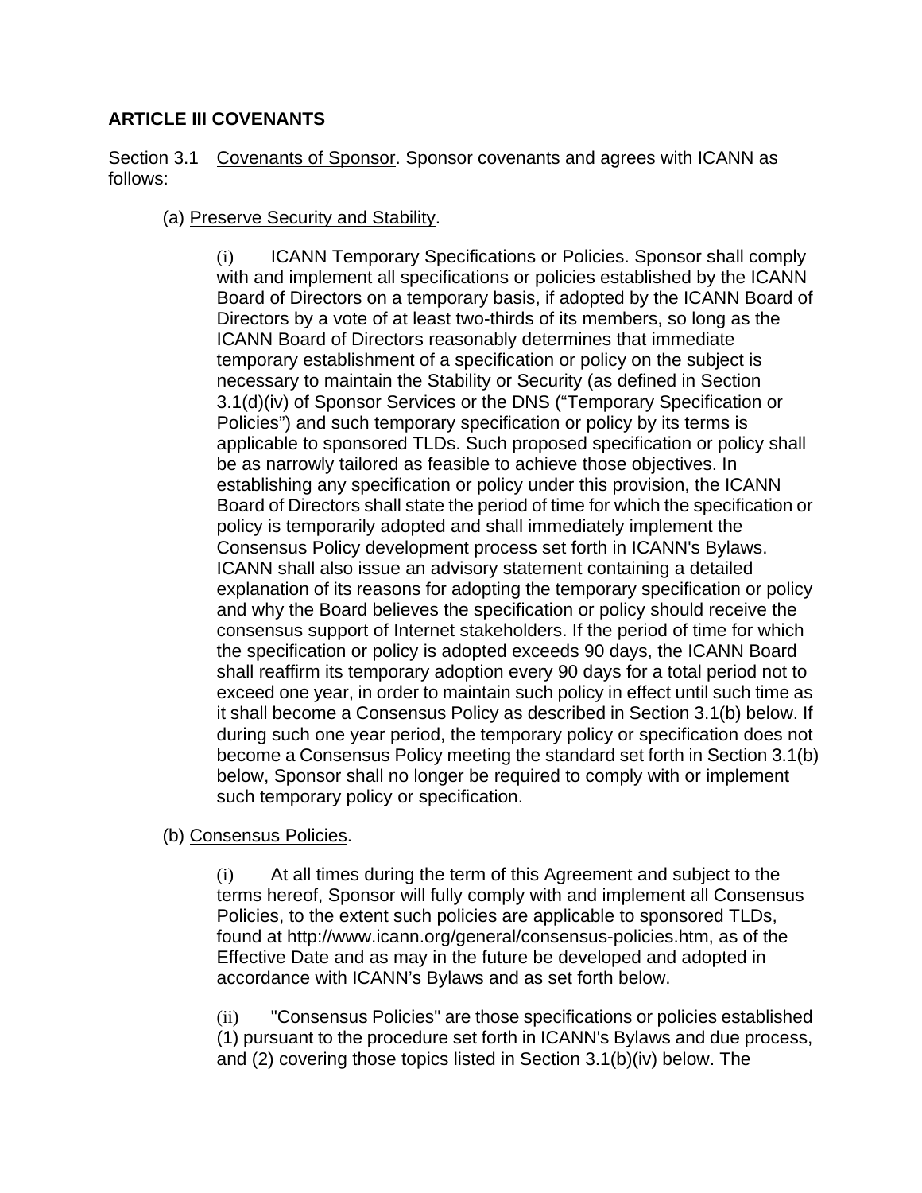## ARTICLE III COVENANTS

Section 3.1 Covenants of Sponsor. Sponsor covenants and agrees with ICANN as follows:

(a) Preserve Security and Stability.

(i) ICANN Temporary Specifications or Policies. Sponsor shall comply with and implement all specifications or policies established by the ICANN Board of Directors on a temporary basis, if adopted by the ICANN Board of Directors by a vote of at least two-thirds of its members, so long as the ICANN Board of Directors reasonably determines that immediate temporary establishment of a specification or policy on the subject is necessary to maintain the Stability or Security (as defined in Section 3.1(d)(iv) of Sponsor Services or the DNS ("Temporary Specification or Policies") and such temporary specification or policy by its terms is applicable to sponsored TLDs. Such proposed specification or policy shall be as narrowly tailored as feasible to achieve those objectives. In establishing any specification or policy under this provision, the ICANN Board of Directors shall state the period of time for which the specification or policy is temporarily adopted and shall immediately implement the Consensus Policy development process set forth in ICANN's Bylaws. ICANN shall also issue an advisory statement containing a detailed explanation of its reasons for adopting the temporary specification or policy and why the Board believes the specification or policy should receive the consensus support of Internet stakeholders. If the period of time for which the specification or policy is adopted exceeds 90 days, the ICANN Board shall reaffirm its temporary adoption every 90 days for a total period not to exceed one year, in order to maintain such policy in effect until such time as it shall become a Consensus Policy as described in Section 3.1(b) below. If during such one year period, the temporary policy or specification does not become a Consensus Policy meeting the standard set forth in Section 3.1(b) below, Sponsor shall no longer be required to comply with or implement such temporary policy or specification.

(b) Consensus Policies.

(i) At all times during the term of this Agreement and subject to the terms hereof, Sponsor will fully comply with and implement all Consensus Policies, to the extent such policies are applicable to sponsored TLDs, found at http://www.icann.org/general/consensus-policies.htm, as of the Effective Date and as may in the future be developed and adopted in accordance with ICANN's Bylaws and as set forth below.

(ii) "Consensus Policies" are those specifications or policies established (1) pursuant to the procedure set forth in ICANN's Bylaws and due process, and (2) covering those topics listed in Section 3.1(b)(iv) below. The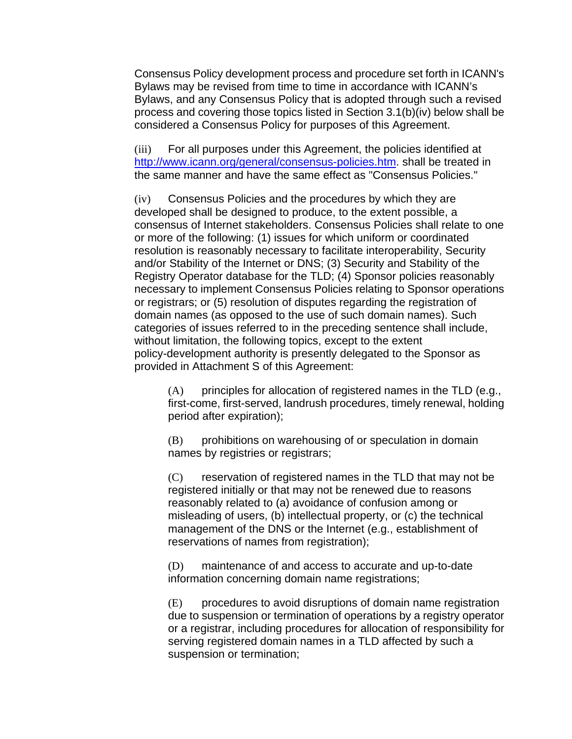Consensus Policy development process and procedure set forth in ICANN's Bylaws may be revised from time to time in accordance with ICANN's Bylaws, and any Consensus Policy that is adopted through such a revised process and covering those topics listed in Section 3.1(b)(iv) below shall be considered a Consensus Policy for purposes of this Agreement.

(iii) For all purposes under this Agreement, the policies identified at http://www.icann.org/general/consensus-policies.htm. shall be treated in the same manner and have the same effect as "Consensus Policies."

(iv) Consensus Policies and the procedures by which they are developed shall be designed to produce, to the extent possible, a consensus of Internet stakeholders. Consensus Policies shall relate to one or more of the following: (1) issues for which uniform or coordinated resolution is reasonably necessary to facilitate interoperability, Security and/or Stability of the Internet or DNS; (3) Security and Stability of the Registry Operator database for the TLD; (4) Sponsor policies reasonably necessary to implement Consensus Policies relating to Sponsor operations or registrars; or (5) resolution of disputes regarding the registration of domain names (as opposed to the use of such domain names). Such categories of issues referred to in the preceding sentence shall include, without limitation, the following topics, except to the extent policy-development authority is presently delegated to the Sponsor as provided in Attachment S of this Agreement:

(A) principles for allocation of registered names in the TLD (e.g., first-come, first-served, landrush procedures, timely renewal, holding period after expiration);

(B) prohibitions on warehousing of or speculation in domain names by registries or registrars;

(C) reservation of registered names in the TLD that may not be registered initially or that may not be renewed due to reasons reasonably related to (a) avoidance of confusion among or misleading of users, (b) intellectual property, or (c) the technical management of the DNS or the Internet (e.g., establishment of reservations of names from registration);

(D) maintenance of and access to accurate and up-to-date information concerning domain name registrations;

(E) procedures to avoid disruptions of domain name registration due to suspension or termination of operations by a registry operator or a registrar, including procedures for allocation of responsibility for serving registered domain names in a TLD affected by such a suspension or termination;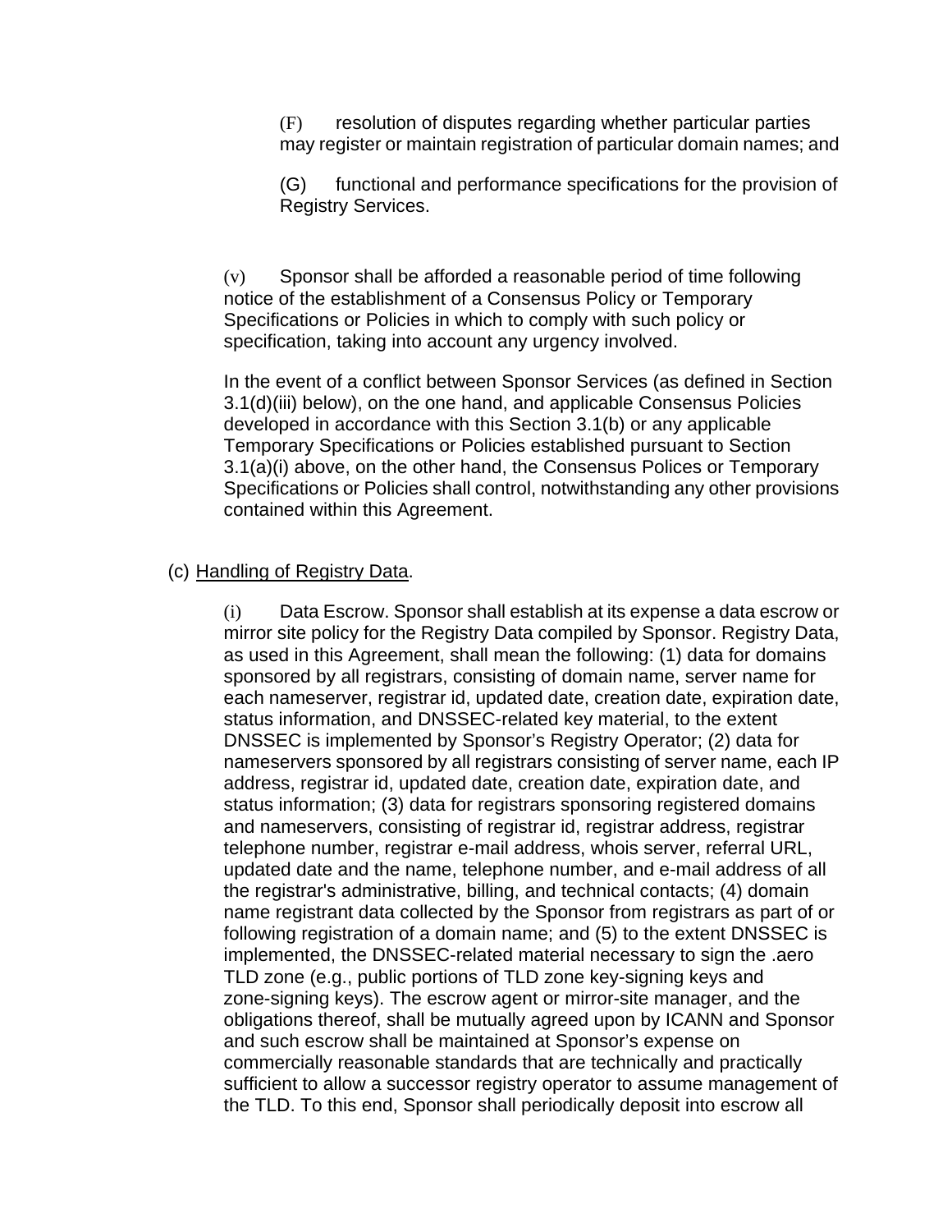(F) resolution of disputes regarding whether particular parties may register or maintain registration of particular domain names; and

(G) functional and performance specifications for the provision of Registry Services.

(v) Sponsor shall be afforded a reasonable period of time following notice of the establishment of a Consensus Policy or Temporary Specifications or Policies in which to comply with such policy or specification, taking into account any urgency involved.

In the event of a conflict between Sponsor Services (as defined in Section 3.1(d)(iii) below), on the one hand, and applicable Consensus Policies developed in accordance with this Section 3.1(b) or any applicable Temporary Specifications or Policies established pursuant to Section 3.1(a)(i) above, on the other hand, the Consensus Polices or Temporary Specifications or Policies shall control, notwithstanding any other provisions contained within this Agreement.

(c) Handling of Registry Data.

(i) Data Escrow. Sponsor shall establish at its expense a data escrow or mirror site policy for the Registry Data compiled by Sponsor. Registry Data, as used in this Agreement, shall mean the following: (1) data for domains sponsored by all registrars, consisting of domain name, server name for each nameserver, registrar id, updated date, creation date, expiration date, status information, and DNSSEC-related key material, to the extent DNSSEC is implemented by Sponsor's Registry Operator; (2) data for nameservers sponsored by all registrars consisting of server name, each IP address, registrar id, updated date, creation date, expiration date, and status information; (3) data for registrars sponsoring registered domains and nameservers, consisting of registrar id, registrar address, registrar telephone number, registrar e-mail address, whois server, referral URL, updated date and the name, telephone number, and e-mail address of all the registrar's administrative, billing, and technical contacts; (4) domain name registrant data collected by the Sponsor from registrars as part of or following registration of a domain name; and (5) to the extent DNSSEC is implemented, the DNSSEC-related material necessary to sign the .aero TLD zone (e.g., public portions of TLD zone key-signing keys and zone-signing keys). The escrow agent or mirror-site manager, and the obligations thereof, shall be mutually agreed upon by ICANN and Sponsor and such escrow shall be maintained at Sponsor's expense on commercially reasonable standards that are technically and practically sufficient to allow a successor registry operator to assume management of the TLD. To this end, Sponsor shall periodically deposit into escrow all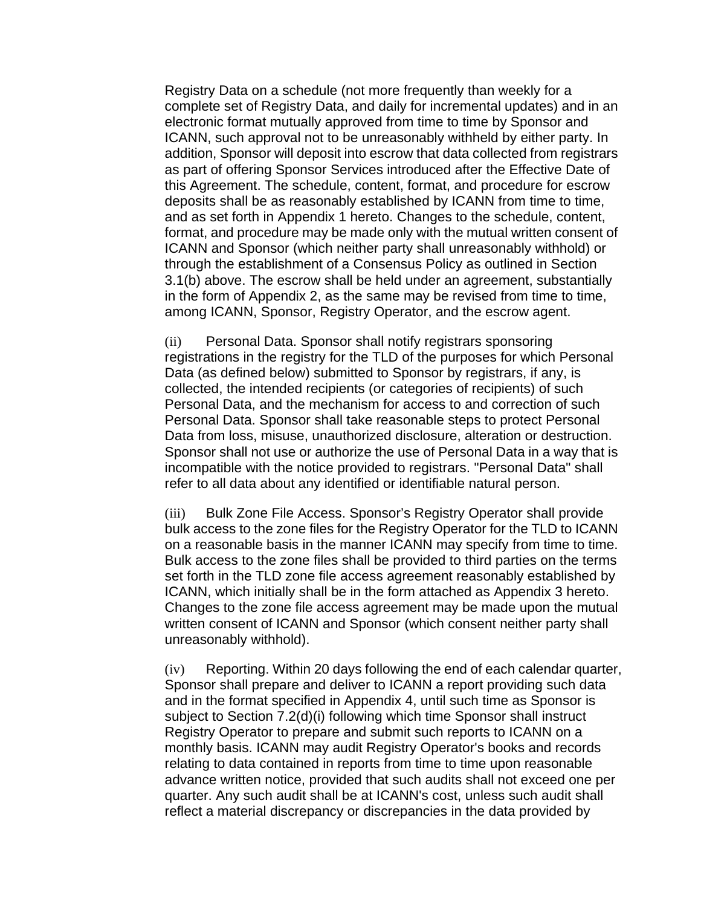Registry Data on a schedule (not more frequently than weekly for a complete set of Registry Data, and daily for incremental updates) and in an electronic format mutually approved from time to time by Sponsor and ICANN, such approval not to be unreasonably withheld by either party. In addition, Sponsor will deposit into escrow that data collected from registrars as part of offering Sponsor Services introduced after the Effective Date of this Agreement. The schedule, content, format, and procedure for escrow deposits shall be as reasonably established by ICANN from time to time, and as set forth in Appendix 1 hereto. Changes to the schedule, content, format, and procedure may be made only with the mutual written consent of ICANN and Sponsor (which neither party shall unreasonably withhold) or through the establishment of a Consensus Policy as outlined in Section 3.1(b) above. The escrow shall be held under an agreement, substantially in the form of Appendix 2, as the same may be revised from time to time, among ICANN, Sponsor, Registry Operator, and the escrow agent.

(ii) Personal Data. Sponsor shall notify registrars sponsoring registrations in the registry for the TLD of the purposes for which Personal Data (as defined below) submitted to Sponsor by registrars, if any, is collected, the intended recipients (or categories of recipients) of such Personal Data, and the mechanism for access to and correction of such Personal Data. Sponsor shall take reasonable steps to protect Personal Data from loss, misuse, unauthorized disclosure, alteration or destruction. Sponsor shall not use or authorize the use of Personal Data in a way that is incompatible with the notice provided to registrars. "Personal Data" shall refer to all data about any identified or identifiable natural person.

(iii) Bulk Zone File Access. Sponsor's Registry Operator shall provide bulk access to the zone files for the Registry Operator for the TLD to ICANN on a reasonable basis in the manner ICANN may specify from time to time. Bulk access to the zone files shall be provided to third parties on the terms set forth in the TLD zone file access agreement reasonably established by ICANN, which initially shall be in the form attached as Appendix 3 hereto. Changes to the zone file access agreement may be made upon the mutual written consent of ICANN and Sponsor (which consent neither party shall unreasonably withhold).

(iv) Reporting. Within 20 days following the end of each calendar quarter, Sponsor shall prepare and deliver to ICANN a report providing such data and in the format specified in Appendix 4, until such time as Sponsor is subject to Section 7.2(d)(i) following which time Sponsor shall instruct Registry Operator to prepare and submit such reports to ICANN on a monthly basis. ICANN may audit Registry Operator's books and records relating to data contained in reports from time to time upon reasonable advance written notice, provided that such audits shall not exceed one per quarter. Any such audit shall be at ICANN's cost, unless such audit shall reflect a material discrepancy or discrepancies in the data provided by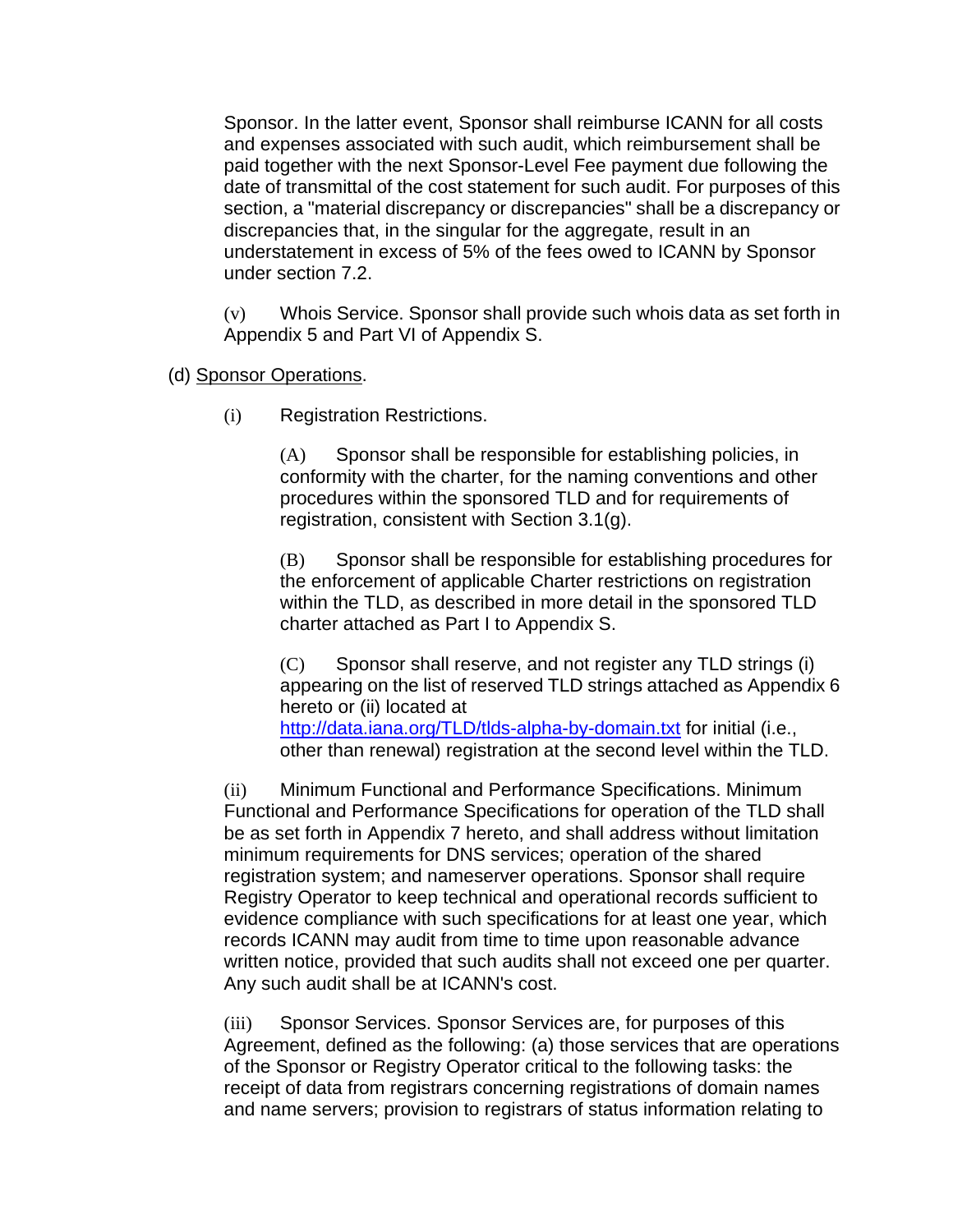Sponsor. In the latter event, Sponsor shall reimburse ICANN for all costs and expenses associated with such audit, which reimbursement shall be paid together with the next Sponsor-Level Fee payment due following the date of transmittal of the cost statement for such audit. For purposes of this section, a "material discrepancy or discrepancies" shall be a discrepancy or discrepancies that, in the singular for the aggregate, result in an understatement in excess of 5% of the fees owed to ICANN by Sponsor under section 7.2.

(v) Whois Service. Sponsor shall provide such whois data as set forth in Appendix 5 and Part VI of Appendix S.

(d) Sponsor Operations.

(i) Registration Restrictions.

(A) Sponsor shall be responsible for establishing policies, in conformity with the charter, for the naming conventions and other procedures within the sponsored TLD and for requirements of registration, consistent with Section 3.1(g).

(B) Sponsor shall be responsible for establishing procedures for the enforcement of applicable Charter restrictions on registration within the TLD, as described in more detail in the sponsored TLD charter attached as Part I to Appendix S.

(C) Sponsor shall reserve, and not register any TLD strings (i) appearing on the list of reserved TLD strings attached as Appendix 6 hereto or (ii) located at http://data.iana.org/TLD/tlds-alpha-by-domain.txt for initial (i.e., other than renewal) registration at the second level within the TLD.

(ii) Minimum Functional and Performance Specifications. Minimum Functional and Performance Specifications for operation of the TLD shall be as set forth in Appendix 7 hereto, and shall address without limitation minimum requirements for DNS services; operation of the shared registration system; and nameserver operations. Sponsor shall require Registry Operator to keep technical and operational records sufficient to evidence compliance with such specifications for at least one year, which records ICANN may audit from time to time upon reasonable advance written notice, provided that such audits shall not exceed one per quarter. Any such audit shall be at ICANN's cost.

(iii) Sponsor Services. Sponsor Services are, for purposes of this Agreement, defined as the following: (a) those services that are operations of the Sponsor or Registry Operator critical to the following tasks: the receipt of data from registrars concerning registrations of domain names and name servers; provision to registrars of status information relating to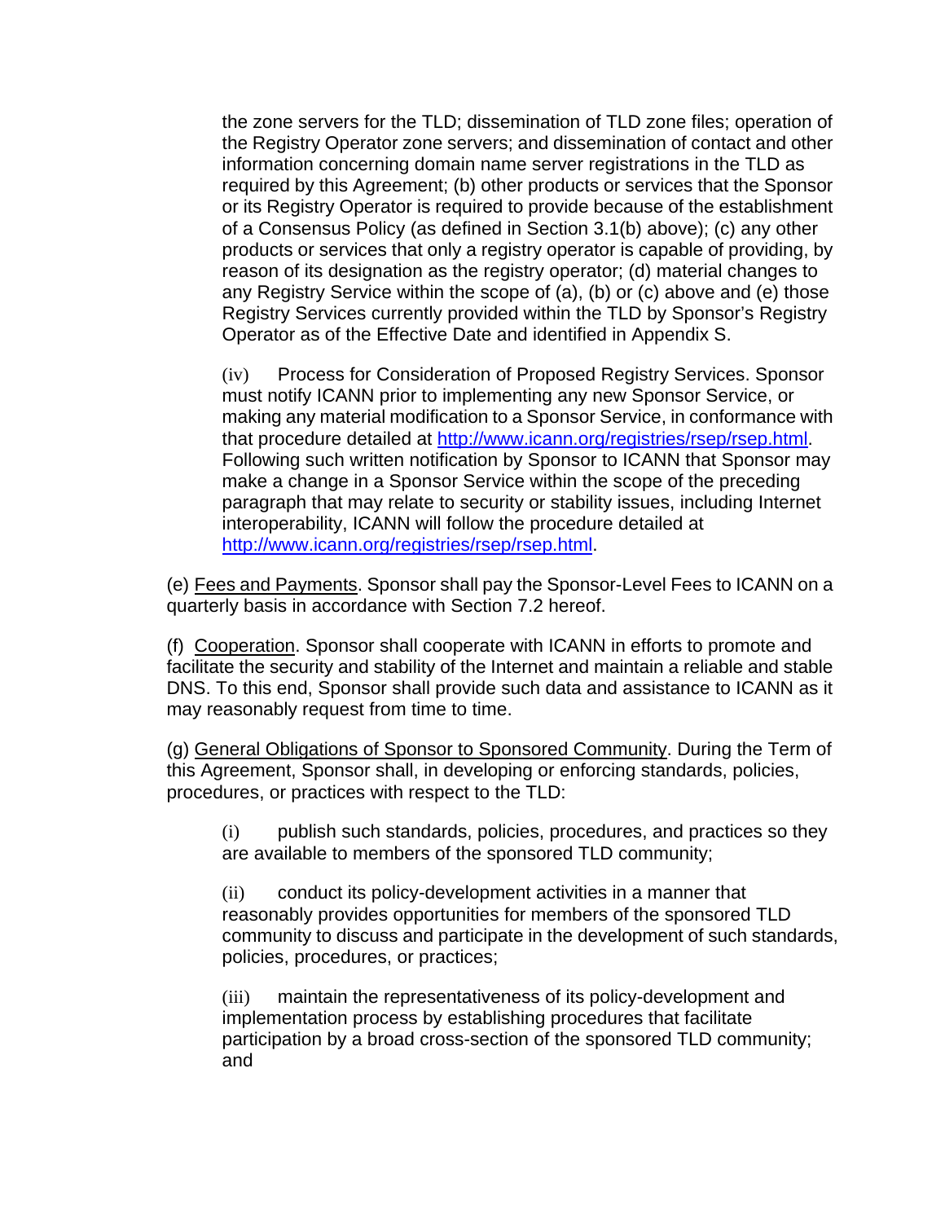the zone servers for the TLD; dissemination of TLD zone files; operation of the Registry Operator zone servers; and dissemination of contact and other information concerning domain name server registrations in the TLD as required by this Agreement; (b) other products or services that the Sponsor or its Registry Operator is required to provide because of the establishment of a Consensus Policy (as defined in Section 3.1(b) above); (c) any other products or services that only a registry operator is capable of providing, by reason of its designation as the registry operator; (d) material changes to any Registry Service within the scope of (a), (b) or (c) above and (e) those Registry Services currently provided within the TLD by Sponsor's Registry Operator as of the Effective Date and identified in Appendix S.

(iv) Process for Consideration of Proposed Registry Services. Sponsor must notify ICANN prior to implementing any new Sponsor Service, or making any material modification to a Sponsor Service, in conformance with that procedure detailed at [http://www.icann.org/registries/rsep/rsep.html](http://www.icann.org/registries/rsep/rsep.html). Following such written notification by Sponsor to ICANN that Sponsor may make a change in a Sponsor Service within the scope of the preceding paragraph that may relate to security or stability issues, including Internet interoperability, ICANN will follow the procedure detailed at [http://www.icann.org/registries/rsep/rsep.html](http://www.icann.org/registries/rsep/rsep.html).

(e) Fees and Payments. Sponsor shall pay the Sponsor-Level Fees to ICANN on a quarterly basis in accordance with Section 7.2 hereof.

(f) Cooperation. Sponsor shall cooperate with ICANN in efforts to promote and facilitate the security and stability of the Internet and maintain a reliable and stable DNS. To this end, Sponsor shall provide such data and assistance to ICANN as it may reasonably request from time to time.

(g) General Obligations of Sponsor to Sponsored Community. During the Term of this Agreement, Sponsor shall, in developing or enforcing standards, policies, procedures, or practices with respect to the TLD:

(i) publish such standards, policies, procedures, and practices so they are available to members of the sponsored TLD community;

(ii) conduct its policy-development activities in a manner that reasonably provides opportunities for members of the sponsored TLD community to discuss and participate in the development of such standards, policies, procedures, or practices;

(iii) maintain the representativeness of its policy-development and implementation process by establishing procedures that facilitate participation by a broad cross-section of the sponsored TLD community; and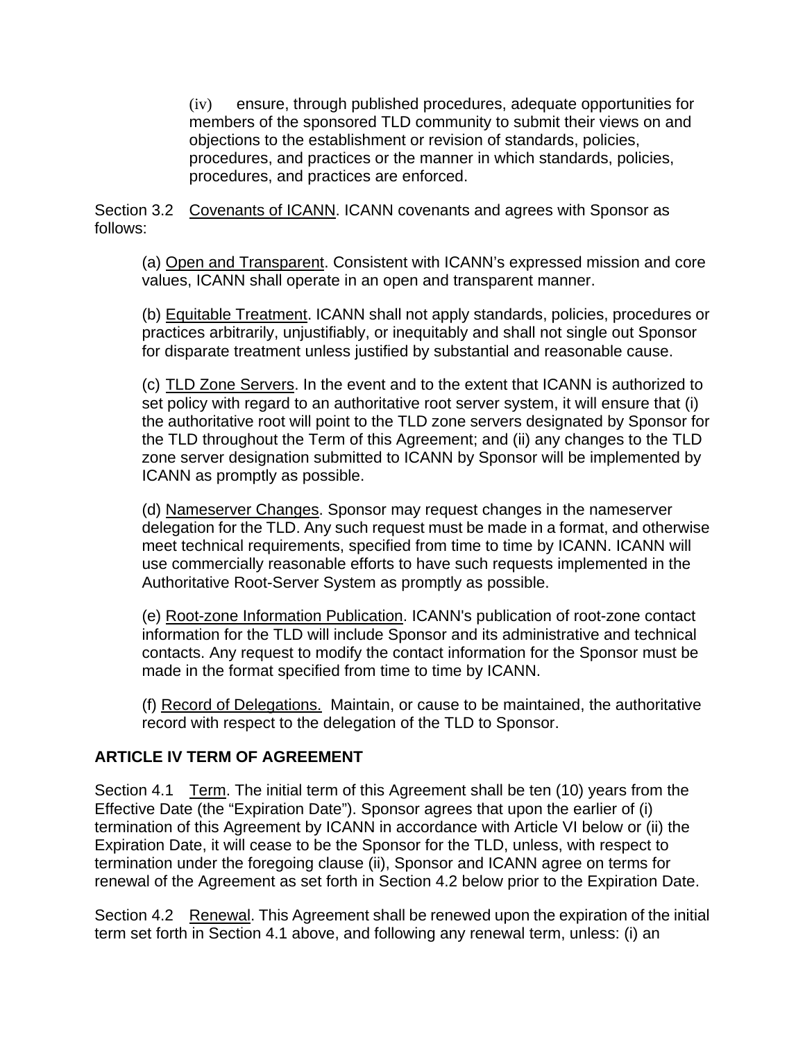(iv) ensure, through published procedures, adequate opportunities for members of the sponsored TLD community to submit their views on and objections to the establishment or revision of standards, policies, procedures, and practices or the manner in which standards, policies, procedures, and practices are enforced.

Section 3.2 Covenants of ICANN. ICANN covenants and agrees with Sponsor as follows:

(a) Open and Transparent. Consistent with ICANN's expressed mission and core values, ICANN shall operate in an open and transparent manner.

(b) Equitable Treatment. ICANN shall not apply standards, policies, procedures or practices arbitrarily, unjustifiably, or inequitably and shall not single out Sponsor for disparate treatment unless justified by substantial and reasonable cause.

(c) TLD Zone Servers. In the event and to the extent that ICANN is authorized to set policy with regard to an authoritative root server system, it will ensure that (i) the authoritative root will point to the TLD zone servers designated by Sponsor for the TLD throughout the Term of this Agreement; and (ii) any changes to the TLD zone server designation submitted to ICANN by Sponsor will be implemented by ICANN as promptly as possible.

(d) Nameserver Changes. Sponsor may request changes in the nameserver delegation for the TLD. Any such request must be made in a format, and otherwise meet technical requirements, specified from time to time by ICANN. ICANN will use commercially reasonable efforts to have such requests implemented in the Authoritative Root-Server System as promptly as possible.

(e) Root-zone Information Publication. ICANN's publication of root-zone contact information for the TLD will include Sponsor and its administrative and technical contacts. Any request to modify the contact information for the Sponsor must be made in the format specified from time to time by ICANN.

(f) Record of Delegations. Maintain, or cause to be maintained, the authoritative record with respect to the delegation of the TLD to Sponsor.

**ARTICLE IV TERM OF AGREEMENT**

Section 4.1 Term. The initial term of this Agreement shall be ten (10) years from the Effective Date (the "Expiration Date"). Sponsor agrees that upon the earlier of (i) termination of this Agreement by ICANN in accordance with Article VI below or (ii) the Expiration Date, it will cease to be the Sponsor for the TLD, unless, with respect to termination under the foregoing clause (ii), Sponsor and ICANN agree on terms for renewal of the Agreement as set forth in Section 4.2 below prior to the Expiration Date.

Section 4.2 Renewal. This Agreement shall be renewed upon the expiration of the initial term set forth in Section 4.1 above, and following any renewal term, unless: (i) an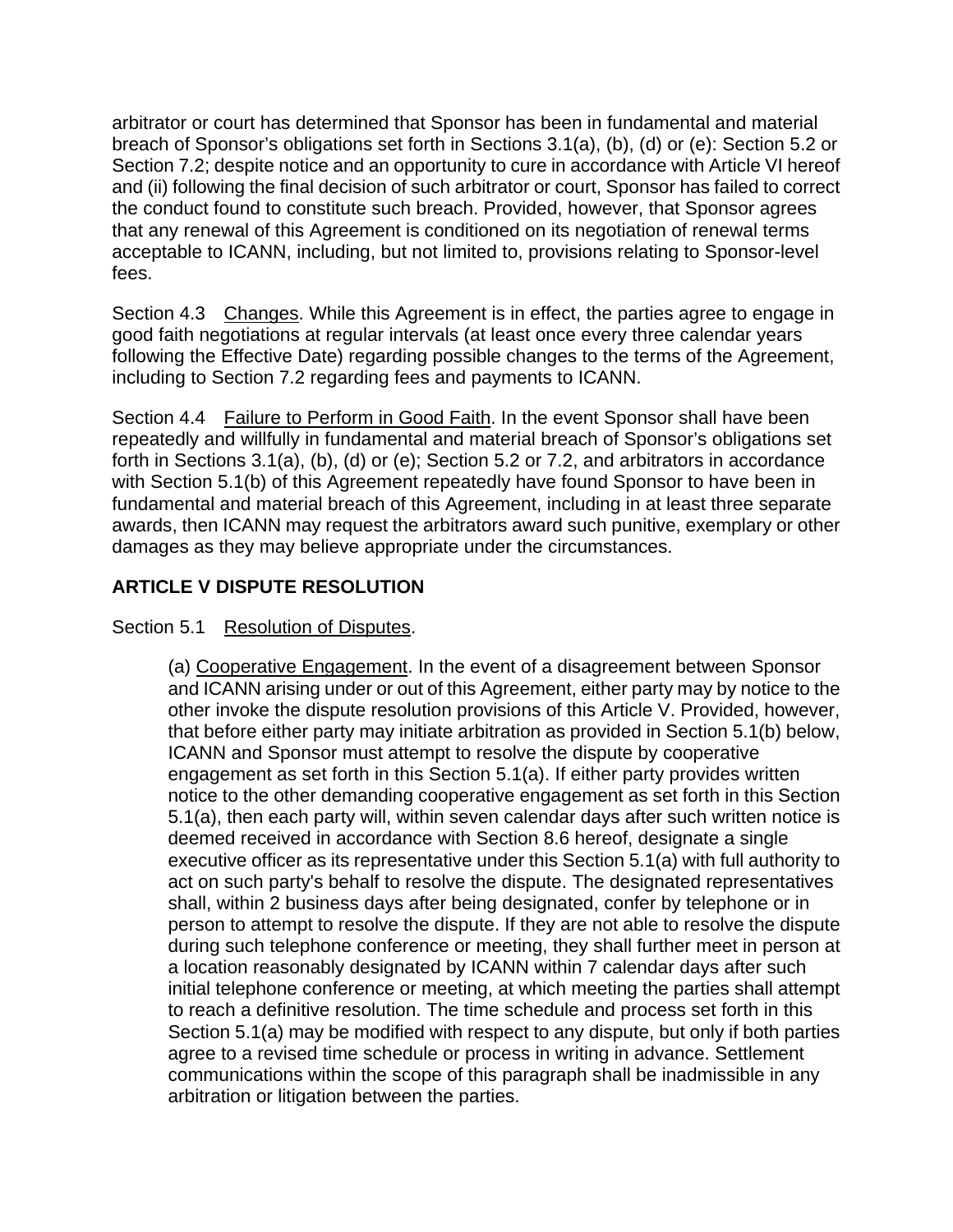arbitrator or court has determined that Sponsor has been in fundamental and material breach of Sponsor's obligations set forth in Sections 3.1(a), (b), (d) or (e): Section 5.2 or Section 7.2; despite notice and an opportunity to cure in accordance with Article VI hereof and (ii) following the final decision of such arbitrator or court, Sponsor has failed to correct the conduct found to constitute such breach. Provided, however, that Sponsor agrees that any renewal of this Agreement is conditioned on its negotiation of renewal terms acceptable to ICANN, including, but not limited to, provisions relating to Sponsor-level fees.

Section 4.3 Changes. While this Agreement is in effect, the parties agree to engage in good faith negotiations at regular intervals (at least once every three calendar years following the Effective Date) regarding possible changes to the terms of the Agreement, including to Section 7.2 regarding fees and payments to ICANN.

Section 4.4 Failure to Perform in Good Faith. In the event Sponsor shall have been repeatedly and willfully in fundamental and material breach of Sponsor's obligations set forth in Sections 3.1(a), (b), (d) or (e); Section 5.2 or 7.2, and arbitrators in accordance with Section 5.1(b) of this Agreement repeatedly have found Sponsor to have been in fundamental and material breach of this Agreement, including in at least three separate awards, then ICANN may request the arbitrators award such punitive, exemplary or other damages as they may believe appropriate under the circumstances.

## ARTICLE V DISPUTE RESOLUTION

Section 5.1 Resolution of Disputes.

(a) Cooperative Engagement. In the event of a disagreement between Sponsor and ICANN arising under or out of this Agreement, either party may by notice to the other invoke the dispute resolution provisions of this Article V. Provided, however, that before either party may initiate arbitration as provided in Section 5.1(b) below, ICANN and Sponsor must attempt to resolve the dispute by cooperative engagement as set forth in this Section 5.1(a). If either party provides written notice to the other demanding cooperative engagement as set forth in this Section 5.1(a), then each party will, within seven calendar days after such written notice is deemed received in accordance with Section 8.6 hereof, designate a single executive officer as its representative under this Section 5.1(a) with full authority to act on such party's behalf to resolve the dispute. The designated representatives shall, within 2 business days after being designated, confer by telephone or in person to attempt to resolve the dispute. If they are not able to resolve the dispute during such telephone conference or meeting, they shall further meet in person at a location reasonably designated by ICANN within 7 calendar days after such initial telephone conference or meeting, at which meeting the parties shall attempt to reach a definitive resolution. The time schedule and process set forth in this Section 5.1(a) may be modified with respect to any dispute, but only if both parties agree to a revised time schedule or process in writing in advance. Settlement communications within the scope of this paragraph shall be inadmissible in any arbitration or litigation between the parties.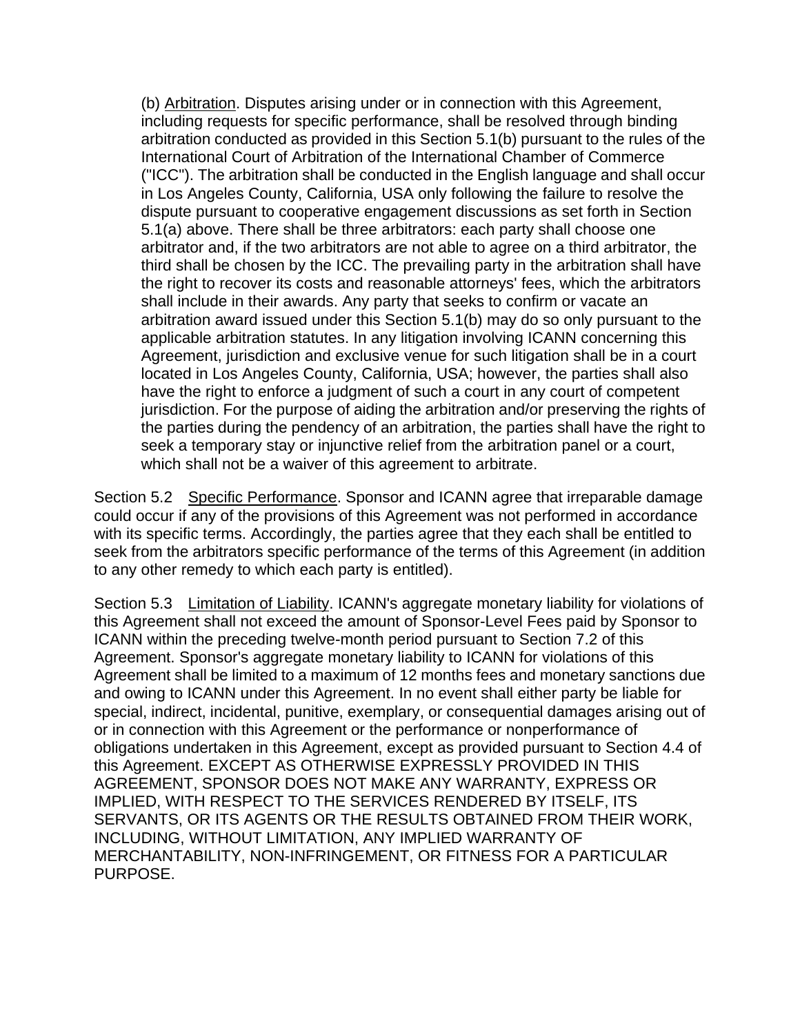(b) Arbitration. Disputes arising under or in connection with this Agreement, including requests for specific performance, shall be resolved through binding arbitration conducted as provided in this Section 5.1(b) pursuant to the rules of the International Court of Arbitration of the International Chamber of Commerce ("ICC"). The arbitration shall be conducted in the English language and shall occur in Los Angeles County, California, USA only following the failure to resolve the dispute pursuant to cooperative engagement discussions as set forth in Section 5.1(a) above. There shall be three arbitrators: each party shall choose one arbitrator and, if the two arbitrators are not able to agree on a third arbitrator, the third shall be chosen by the ICC. The prevailing party in the arbitration shall have the right to recover its costs and reasonable attorneys' fees, which the arbitrators shall include in their awards. Any party that seeks to confirm or vacate an arbitration award issued under this Section 5.1(b) may do so only pursuant to the applicable arbitration statutes. In any litigation involving ICANN concerning this Agreement, jurisdiction and exclusive venue for such litigation shall be in a court located in Los Angeles County, California, USA; however, the parties shall also have the right to enforce a judgment of such a court in any court of competent jurisdiction. For the purpose of aiding the arbitration and/or preserving the rights of the parties during the pendency of an arbitration, the parties shall have the right to seek a temporary stay or injunctive relief from the arbitration panel or a court, which shall not be a waiver of this agreement to arbitrate.

Section 5.2 Specific Performance. Sponsor and ICANN agree that irreparable damage could occur if any of the provisions of this Agreement was not performed in accordance with its specific terms. Accordingly, the parties agree that they each shall be entitled to seek from the arbitrators specific performance of the terms of this Agreement (in addition to any other remedy to which each party is entitled).

Section 5.3 Limitation of Liability. ICANN's aggregate monetary liability for violations of this Agreement shall not exceed the amount of Sponsor-Level Fees paid by Sponsor to ICANN within the preceding twelve-month period pursuant to Section 7.2 of this Agreement. Sponsor's aggregate monetary liability to ICANN for violations of this Agreement shall be limited to a maximum of 12 months fees and monetary sanctions due and owing to ICANN under this Agreement. In no event shall either party be liable for special, indirect, incidental, punitive, exemplary, or consequential damages arising out of or in connection with this Agreement or the performance or nonperformance of obligations undertaken in this Agreement, except as provided pursuant to Section 4.4 of this Agreement. EXCEPT AS OTHERWISE EXPRESSLY PROVIDED IN THIS AGREEMENT, SPONSOR DOES NOT MAKE ANY WARRANTY, EXPRESS OR IMPLIED, WITH RESPECT TO THE SERVICES RENDERED BY ITSELF, ITS SERVANTS, OR ITS AGENTS OR THE RESULTS OBTAINED FROM THEIR WORK, INCLUDING, WITHOUT LIMITATION, ANY IMPLIED WARRANTY OF MERCHANTABILITY, NON-INFRINGEMENT, OR FITNESS FOR A PARTICULAR PURPOSE.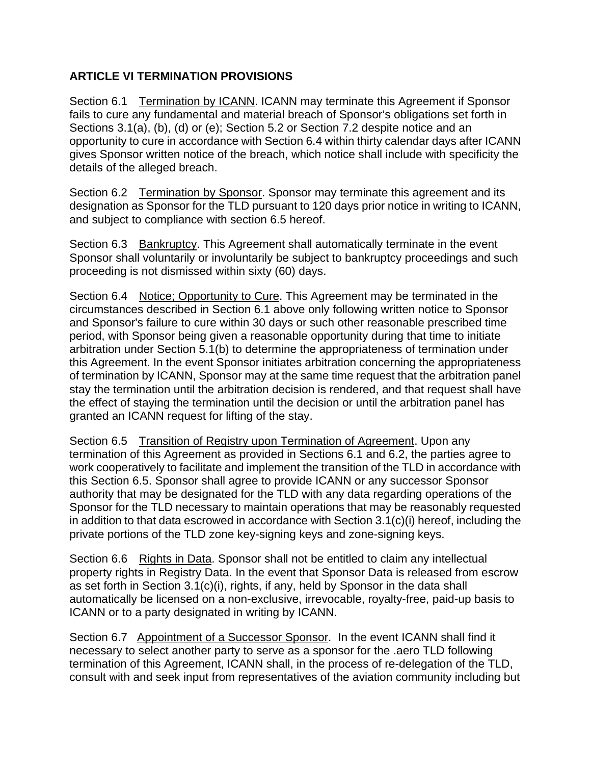## ARTICLE VI TERMINATION PROVISIONS

Section 6.1 Termination by ICANN. ICANN may terminate this Agreement if Sponsor fails to cure any fundamental and material breach of Sponsor's obligations set forth in Sections 3.1(a), (b), (d) or (e); Section 5.2 or Section 7.2 despite notice and an opportunity to cure in accordance with Section 6.4 within thirty calendar days after ICANN gives Sponsor written notice of the breach, which notice shall include with specificity the details of the alleged breach.

Section 6.2 Termination by Sponsor. Sponsor may terminate this agreement and its designation as Sponsor for the TLD pursuant to 120 days prior notice in writing to ICANN, and subject to compliance with section 6.5 hereof.

Section 6.3 Bankruptcy. This Agreement shall automatically terminate in the event Sponsor shall voluntarily or involuntarily be subject to bankruptcy proceedings and such proceeding is not dismissed within sixty (60) days.

Section 6.4 Notice; Opportunity to Cure. This Agreement may be terminated in the circumstances described in Section 6.1 above only following written notice to Sponsor and Sponsor's failure to cure within 30 days or such other reasonable prescribed time period, with Sponsor being given a reasonable opportunity during that time to initiate arbitration under Section 5.1(b) to determine the appropriateness of termination under this Agreement. In the event Sponsor initiates arbitration concerning the appropriateness of termination by ICANN, Sponsor may at the same time request that the arbitration panel stay the termination until the arbitration decision is rendered, and that request shall have the effect of staying the termination until the decision or until the arbitration panel has granted an ICANN request for lifting of the stay.

Section 6.5 Transition of Registry upon Termination of Agreement. Upon any termination of this Agreement as provided in Sections 6.1 and 6.2, the parties agree to work cooperatively to facilitate and implement the transition of the TLD in accordance with this Section 6.5. Sponsor shall agree to provide ICANN or any successor Sponsor authority that may be designated for the TLD with any data regarding operations of the Sponsor for the TLD necessary to maintain operations that may be reasonably requested in addition to that data escrowed in accordance with Section 3.1(c)(i) hereof, including the private portions of the TLD zone key-signing keys and zone-signing keys.

Section 6.6 Rights in Data. Sponsor shall not be entitled to claim any intellectual property rights in Registry Data. In the event that Sponsor Data is released from escrow as set forth in Section 3.1(c)(i), rights, if any, held by Sponsor in the data shall automatically be licensed on a non-exclusive, irrevocable, royalty-free, paid-up basis to ICANN or to a party designated in writing by ICANN.

Section 6.7 Appointment of a Successor Sponsor. In the event ICANN shall find it necessary to select another party to serve as a sponsor for the .aero TLD following termination of this Agreement, ICANN shall, in the process of re-delegation of the TLD, consult with and seek input from representatives of the aviation community including but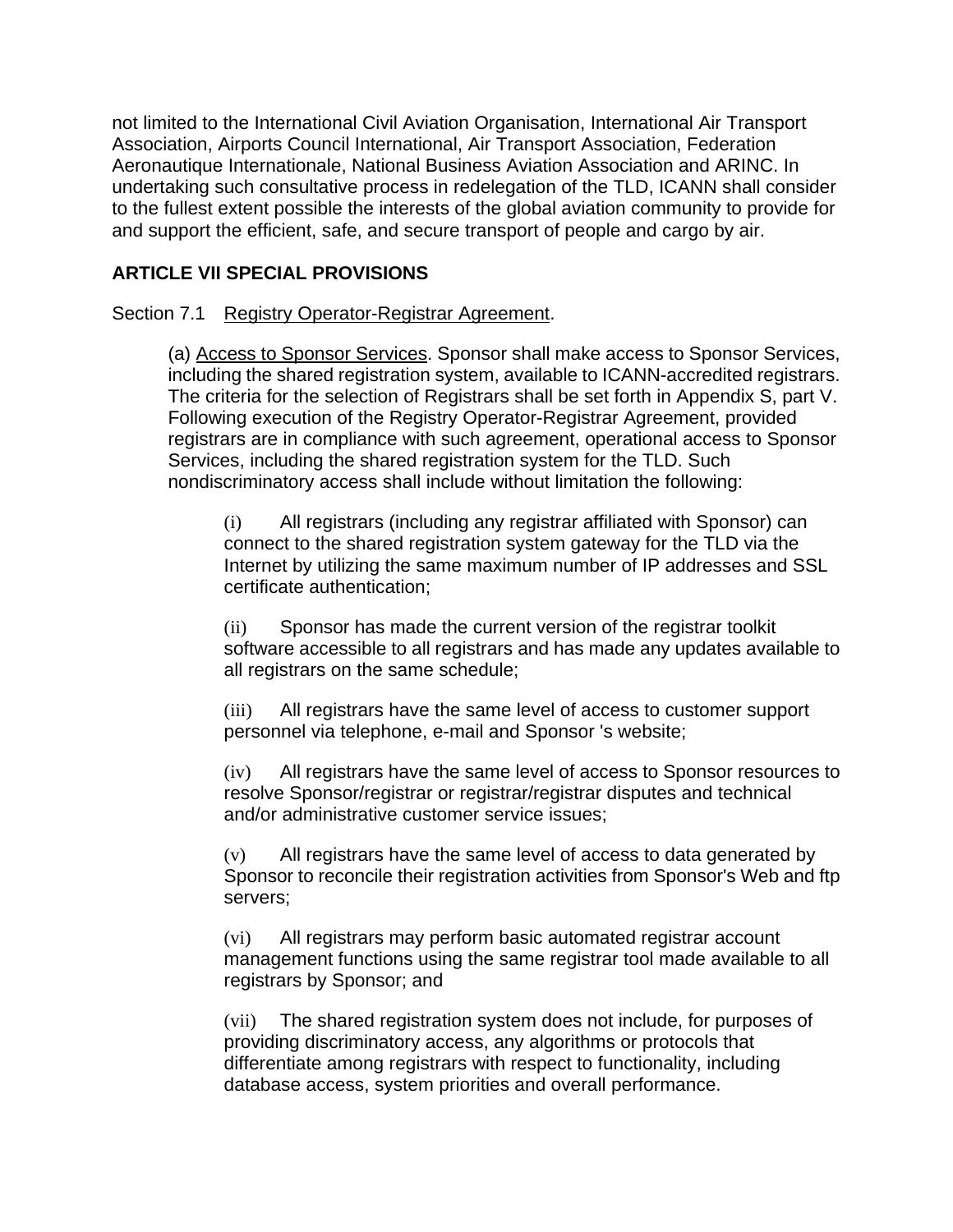not limited to the International Civil Aviation Organisation, International Air Transport Association, Airports Council International, Air Transport Association, Federation Aeronautique Internationale, National Business Aviation Association and ARINC. In undertaking such consultative process in redelegation of the TLD, ICANN shall consider to the fullest extent possible the interests of the global aviation community to provide for and support the efficient, safe, and secure transport of people and cargo by air.

## ARTICLE VII SPECIAL PROVISIONS

Section 7.1 Registry Operator-Registrar Agreement.

(a) Access to Sponsor Services. Sponsor shall make access to Sponsor Services, including the shared registration system, available to ICANN-accredited registrars. The criteria for the selection of Registrars shall be set forth in Appendix S, part V. Following execution of the Registry Operator-Registrar Agreement, provided registrars are in compliance with such agreement, operational access to Sponsor Services, including the shared registration system for the TLD. Such nondiscriminatory access shall include without limitation the following:

(i) All registrars (including any registrar affiliated with Sponsor) can connect to the shared registration system gateway for the TLD via the Internet by utilizing the same maximum number of IP addresses and SSL certificate authentication;

(ii) Sponsor has made the current version of the registrar toolkit software accessible to all registrars and has made any updates available to all registrars on the same schedule;

(iii) All registrars have the same level of access to customer support personnel via telephone, e-mail and Sponsor 's website;

(iv) All registrars have the same level of access to Sponsor resources to resolve Sponsor/registrar or registrar/registrar disputes and technical and/or administrative customer service issues;

(v) All registrars have the same level of access to data generated by Sponsor to reconcile their registration activities from Sponsor's Web and ftp servers;

(vi) All registrars may perform basic automated registrar account management functions using the same registrar tool made available to all registrars by Sponsor; and

(vii) The shared registration system does not include, for purposes of providing discriminatory access, any algorithms or protocols that differentiate among registrars with respect to functionality, including database access, system priorities and overall performance.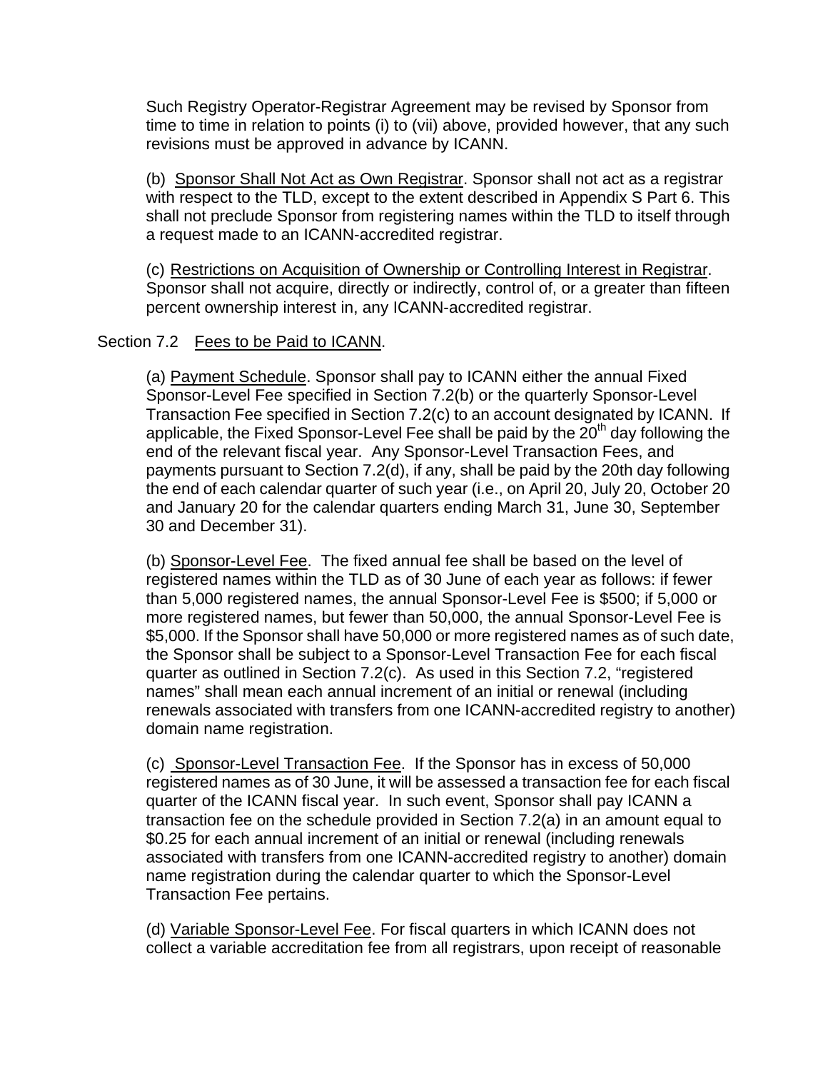Such Registry Operator-Registrar Agreement may be revised by Sponsor from time to time in relation to points (i) to (vii) above, provided however, that any such revisions must be approved in advance by ICANN.

(b) Sponsor Shall Not Act as Own Registrar. Sponsor shall not act as a registrar with respect to the TLD, except to the extent described in Appendix S Part 6. This shall not preclude Sponsor from registering names within the TLD to itself through a request made to an ICANN-accredited registrar.

(c) Restrictions on Acquisition of Ownership or Controlling Interest in Registrar. Sponsor shall not acquire, directly or indirectly, control of, or a greater than fifteen percent ownership interest in, any ICANN-accredited registrar.

Section 7.2 Fees to be Paid to ICANN.

(a) Payment Schedule. Sponsor shall pay to ICANN either the annual Fixed Sponsor-Level Fee specified in Section 7.2(b) or the quarterly Sponsor-Level Transaction Fee specified in Section 7.2(c) to an account designated by ICANN. If applicable, the Fixed Sponsor-Level Fee shall be paid by the 20th day following the end of the relevant fiscal year. Any Sponsor-Level Transaction Fees, and payments pursuant to Section 7.2(d), if any, shall be paid by the 20th day following the end of each calendar quarter of such year (i.e., on April 20, July 20, October 20 and January 20 for the calendar quarters ending March 31, June 30, September 30 and December 31).

(b) Sponsor-Level Fee. The fixed annual fee shall be based on the level of registered names within the TLD as of 30 June of each year as follows: if fewer than 5,000 registered names, the annual Sponsor-Level Fee is $500; if 5,000 or more registered names, but fewer than 50,000, the annual Sponsor-Level Fee is $5,000. If the Sponsor shall have 50,000 or more registered names as of such date, the Sponsor shall be subject to a Sponsor-Level Transaction Fee for each fiscal quarter as outlined in Section 7.2(c). As used in this Section 7.2, "registered names" shall mean each annual increment of an initial or renewal (including renewals associated with transfers from one ICANN-accredited registry to another) domain name registration.

(c) Sponsor-Level Transaction Fee. If the Sponsor has in excess of 50,000 registered names as of 30 June, it will be assessed a transaction fee for each fiscal quarter of the ICANN fiscal year. In such event, Sponsor shall pay ICANN a transaction fee on the schedule provided in Section 7.2(a) in an amount equal to $0.25 for each annual increment of an initial or renewal (including renewals associated with transfers from one ICANN-accredited registry to another) domain name registration during the calendar quarter to which the Sponsor-Level Transaction Fee pertains.

(d) Variable Sponsor-Level Fee. For fiscal quarters in which ICANN does not collect a variable accreditation fee from all registrars, upon receipt of reasonable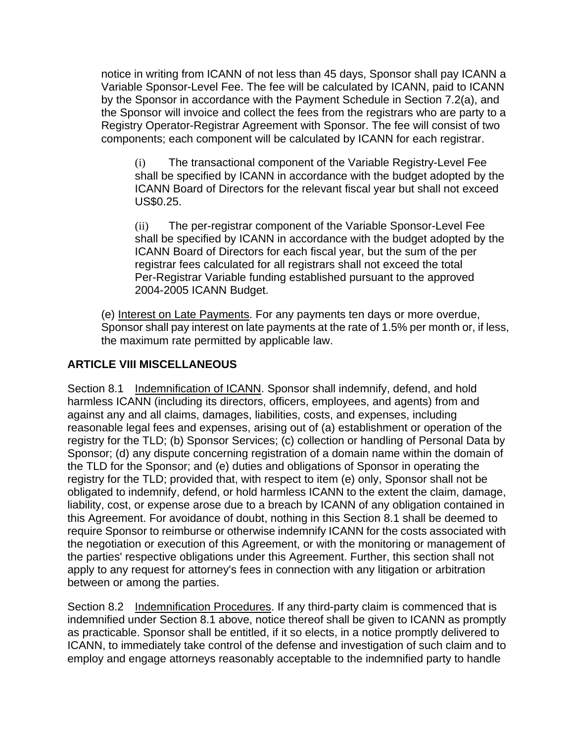notice in writing from ICANN of not less than 45 days, Sponsor shall pay ICANN a Variable Sponsor-Level Fee. The fee will be calculated by ICANN, paid to ICANN by the Sponsor in accordance with the Payment Schedule in Section 7.2(a), and the Sponsor will invoice and collect the fees from the registrars who are party to a Registry Operator-Registrar Agreement with Sponsor. The fee will consist of two components; each component will be calculated by ICANN for each registrar.

(i) The transactional component of the Variable Registry-Level Fee shall be specified by ICANN in accordance with the budget adopted by the ICANN Board of Directors for the relevant fiscal year but shall not exceed US$0.25.

(ii) The per-registrar component of the Variable Sponsor-Level Fee shall be specified by ICANN in accordance with the budget adopted by the ICANN Board of Directors for each fiscal year, but the sum of the per registrar fees calculated for all registrars shall not exceed the total Per-Registrar Variable funding established pursuant to the approved 2004-2005 ICANN Budget.

(e) Interest on Late Payments. For any payments ten days or more overdue, Sponsor shall pay interest on late payments at the rate of 1.5% per month or, if less, the maximum rate permitted by applicable law.

## ARTICLE VIII MISCELLANEOUS

Section 8.1 Indemnification of ICANN. Sponsor shall indemnify, defend, and hold harmless ICANN (including its directors, officers, employees, and agents) from and against any and all claims, damages, liabilities, costs, and expenses, including reasonable legal fees and expenses, arising out of (a) establishment or operation of the registry for the TLD; (b) Sponsor Services; (c) collection or handling of Personal Data by Sponsor; (d) any dispute concerning registration of a domain name within the domain of the TLD for the Sponsor; and (e) duties and obligations of Sponsor in operating the registry for the TLD; provided that, with respect to item (e) only, Sponsor shall not be obligated to indemnify, defend, or hold harmless ICANN to the extent the claim, damage, liability, cost, or expense arose due to a breach by ICANN of any obligation contained in this Agreement. For avoidance of doubt, nothing in this Section 8.1 shall be deemed to require Sponsor to reimburse or otherwise indemnify ICANN for the costs associated with the negotiation or execution of this Agreement, or with the monitoring or management of the parties' respective obligations under this Agreement. Further, this section shall not apply to any request for attorney's fees in connection with any litigation or arbitration between or among the parties.

Section 8.2 Indemnification Procedures. If any third-party claim is commenced that is indemnified under Section 8.1 above, notice thereof shall be given to ICANN as promptly as practicable. Sponsor shall be entitled, if it so elects, in a notice promptly delivered to ICANN, to immediately take control of the defense and investigation of such claim and to employ and engage attorneys reasonably acceptable to the indemnified party to handle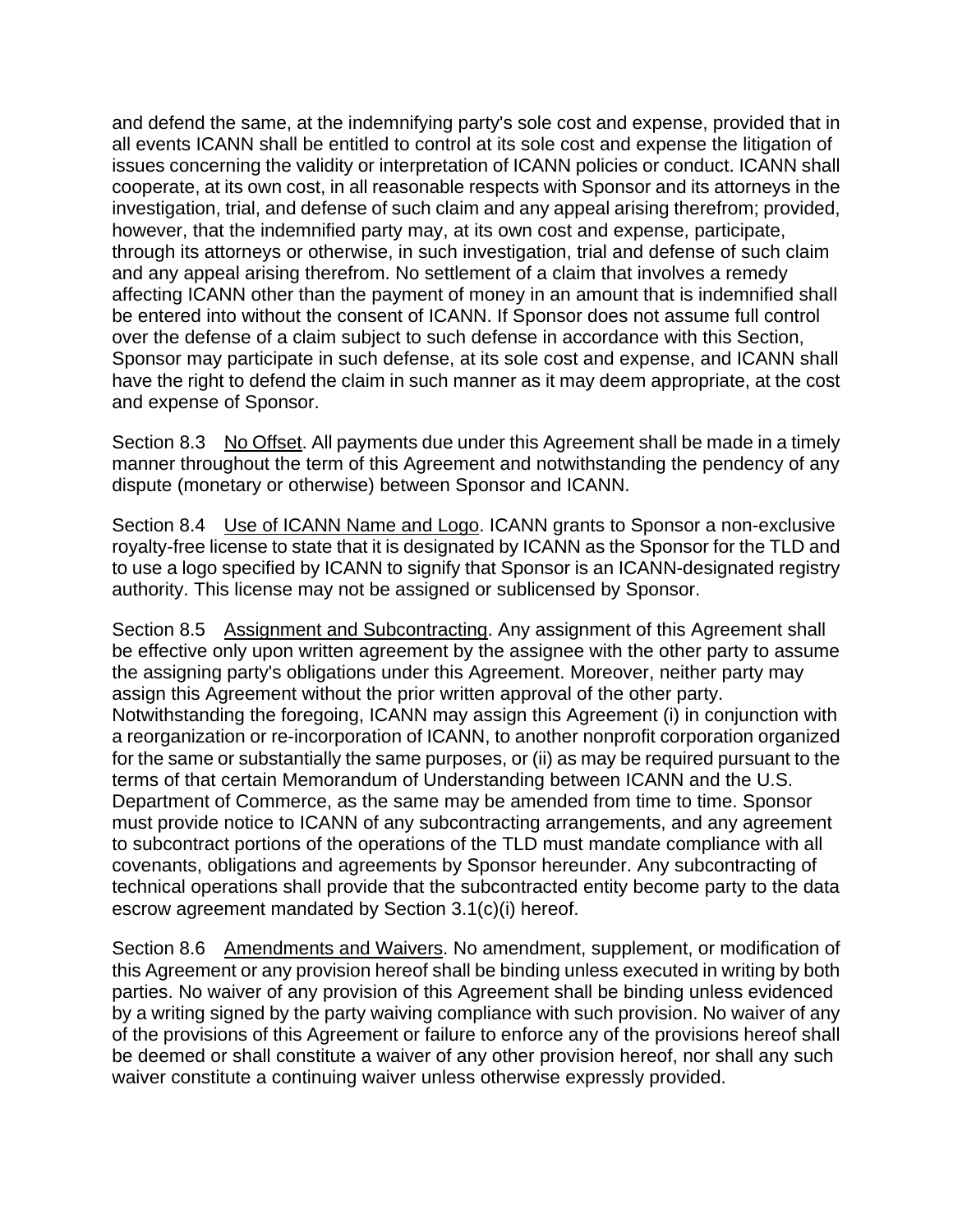and defend the same, at the indemnifying party's sole cost and expense, provided that in all events ICANN shall be entitled to control at its sole cost and expense the litigation of issues concerning the validity or interpretation of ICANN policies or conduct. ICANN shall cooperate, at its own cost, in all reasonable respects with Sponsor and its attorneys in the investigation, trial, and defense of such claim and any appeal arising therefrom; provided, however, that the indemnified party may, at its own cost and expense, participate, through its attorneys or otherwise, in such investigation, trial and defense of such claim and any appeal arising therefrom. No settlement of a claim that involves a remedy affecting ICANN other than the payment of money in an amount that is indemnified shall be entered into without the consent of ICANN. If Sponsor does not assume full control over the defense of a claim subject to such defense in accordance with this Section, Sponsor may participate in such defense, at its sole cost and expense, and ICANN shall have the right to defend the claim in such manner as it may deem appropriate, at the cost and expense of Sponsor.

Section 8.3 No Offset. All payments due under this Agreement shall be made in a timely manner throughout the term of this Agreement and notwithstanding the pendency of any dispute (monetary or otherwise) between Sponsor and ICANN.

Section 8.4 Use of ICANN Name and Logo. ICANN grants to Sponsor a non-exclusive royalty-free license to state that it is designated by ICANN as the Sponsor for the TLD and to use a logo specified by ICANN to signify that Sponsor is an ICANN-designated registry authority. This license may not be assigned or sublicensed by Sponsor.

Section 8.5 Assignment and Subcontracting. Any assignment of this Agreement shall be effective only upon written agreement by the assignee with the other party to assume the assigning party's obligations under this Agreement. Moreover, neither party may assign this Agreement without the prior written approval of the other party. Notwithstanding the foregoing, ICANN may assign this Agreement (i) in conjunction with a reorganization or re-incorporation of ICANN, to another nonprofit corporation organized for the same or substantially the same purposes, or (ii) as may be required pursuant to the terms of that certain Memorandum of Understanding between ICANN and the U.S. Department of Commerce, as the same may be amended from time to time. Sponsor must provide notice to ICANN of any subcontracting arrangements, and any agreement to subcontract portions of the operations of the TLD must mandate compliance with all covenants, obligations and agreements by Sponsor hereunder. Any subcontracting of technical operations shall provide that the subcontracted entity become party to the data escrow agreement mandated by Section 3.1(c)(i) hereof.

Section 8.6 Amendments and Waivers. No amendment, supplement, or modification of this Agreement or any provision hereof shall be binding unless executed in writing by both parties. No waiver of any provision of this Agreement shall be binding unless evidenced by a writing signed by the party waiving compliance with such provision. No waiver of any of the provisions of this Agreement or failure to enforce any of the provisions hereof shall be deemed or shall constitute a waiver of any other provision hereof, nor shall any such waiver constitute a continuing waiver unless otherwise expressly provided.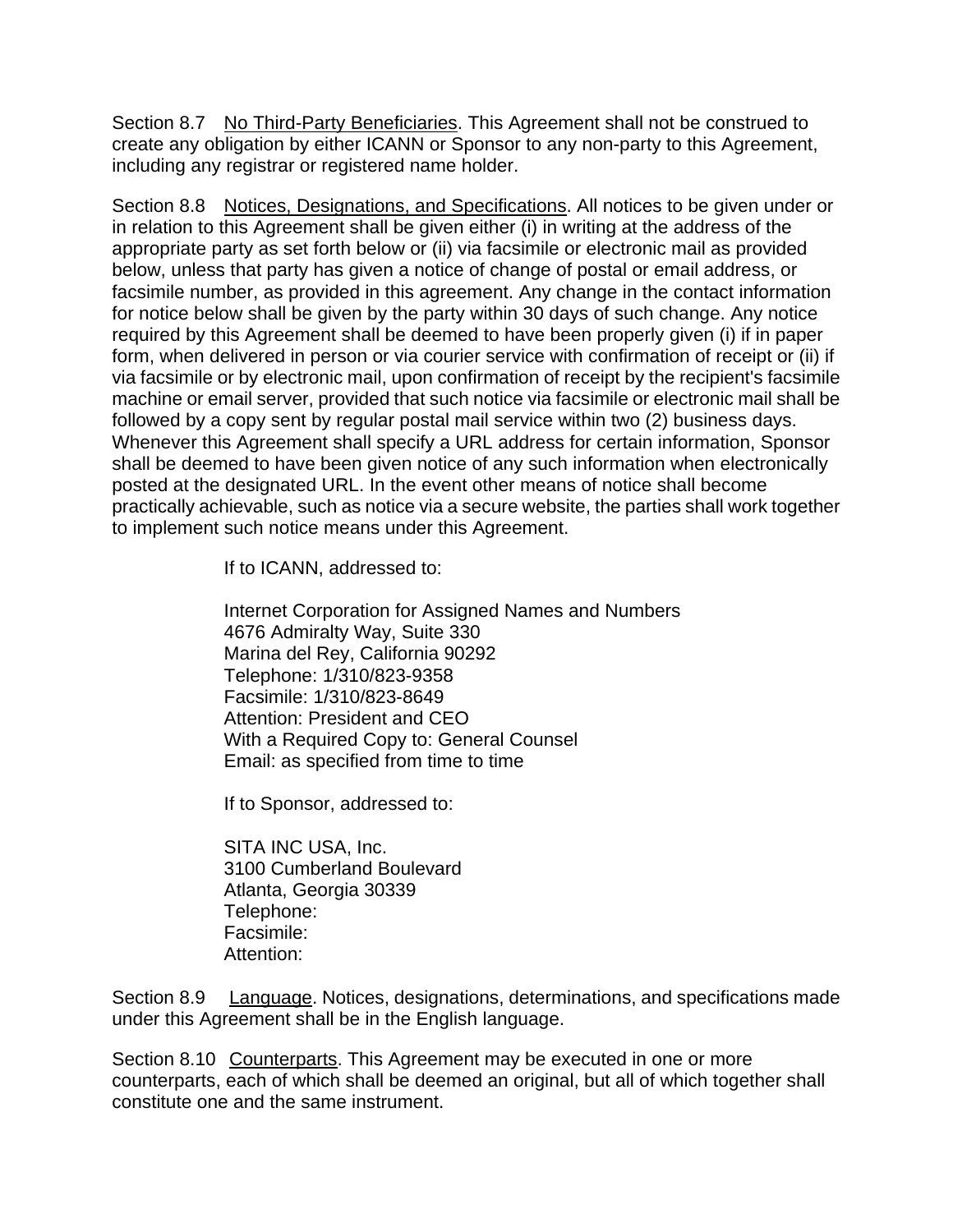Section 8.7 <u>No Third-Party Beneficiaries</u>. This Agreement shall not be construed to create any obligation by either ICANN or Sponsor to any non-party to this Agreement, including any registrar or registered name holder.

Section 8.8 <u>Notices, Designations, and Specifications</u>. All notices to be given under or in relation to this Agreement shall be given either (i) in writing at the address of the appropriate party as set forth below or (ii) via facsimile or electronic mail as provided below, unless that party has given a notice of change of postal or email address, or facsimile number, as provided in this agreement. Any change in the contact information for notice below shall be given by the party within 30 days of such change. Any notice required by this Agreement shall be deemed to have been properly given (i) if in paper form, when delivered in person or via courier service with confirmation of receipt or (ii) if via facsimile or by electronic mail, upon confirmation of receipt by the recipient's facsimile machine or email server, provided that such notice via facsimile or electronic mail shall be followed by a copy sent by regular postal mail service within two (2) business days. Whenever this Agreement shall specify a URL address for certain information, Sponsor shall be deemed to have been given notice of any such information when electronically posted at the designated URL. In the event other means of notice shall become practically achievable, such as notice via a secure website, the parties shall work together to implement such notice means under this Agreement.

If to ICANN, addressed to:

Internet Corporation for Assigned Names and Numbers
4676 Admiralty Way, Suite 330
Marina del Rey, California 90292
Telephone: 1/310/823-9358
Facsimile: 1/310/823-8649
Attention: President and CEO
With a Required Copy to: General Counsel
Email: as specified from time to time

If to Sponsor, addressed to:

SITA INC USA, Inc.
3100 Cumberland Boulevard
Atlanta, Georgia 30339
Telephone:
Facsimile:
Attention:

Section 8.9 <u>Language</u>. Notices, designations, determinations, and specifications made under this Agreement shall be in the English language.

Section 8.10 <u>Counterparts</u>. This Agreement may be executed in one or more counterparts, each of which shall be deemed an original, but all of which together shall constitute one and the same instrument.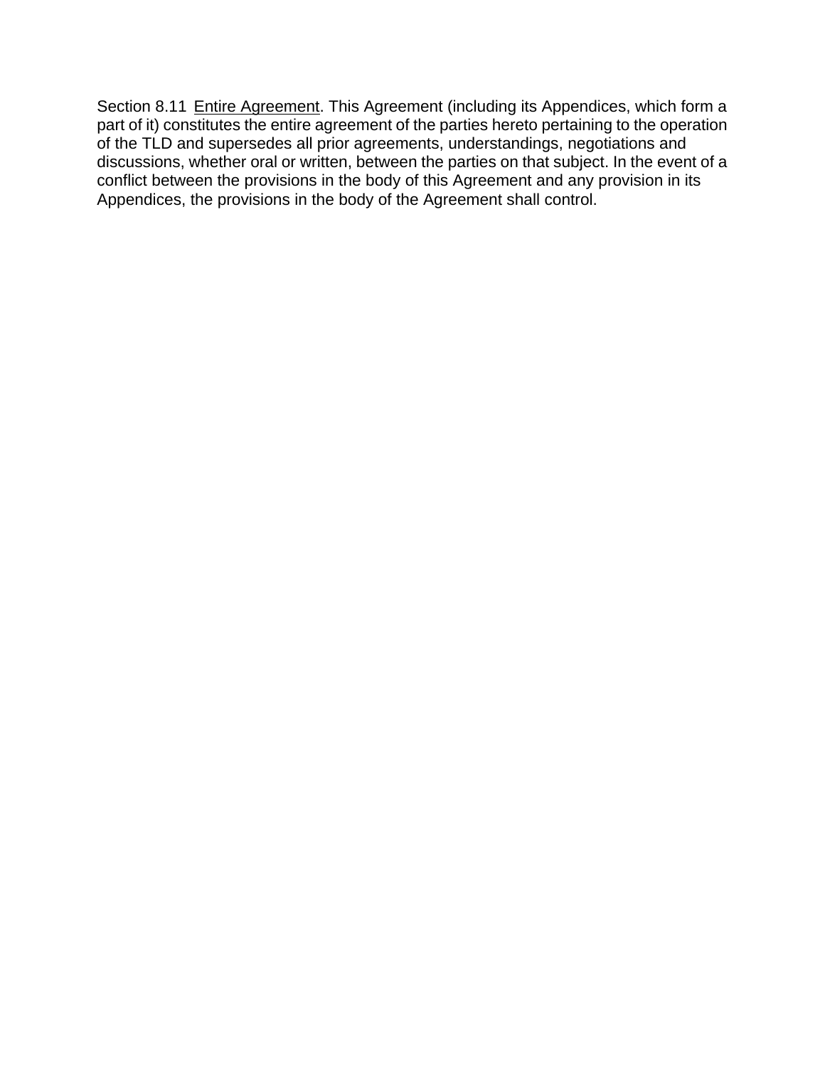Section 8.11 <u>Entire Agreement</u>. This Agreement (including its Appendices, which form a part of it) constitutes the entire agreement of the parties hereto pertaining to the operation of the TLD and supersedes all prior agreements, understandings, negotiations and discussions, whether oral or written, between the parties on that subject. In the event of a conflict between the provisions in the body of this Agreement and any provision in its Appendices, the provisions in the body of the Agreement shall control.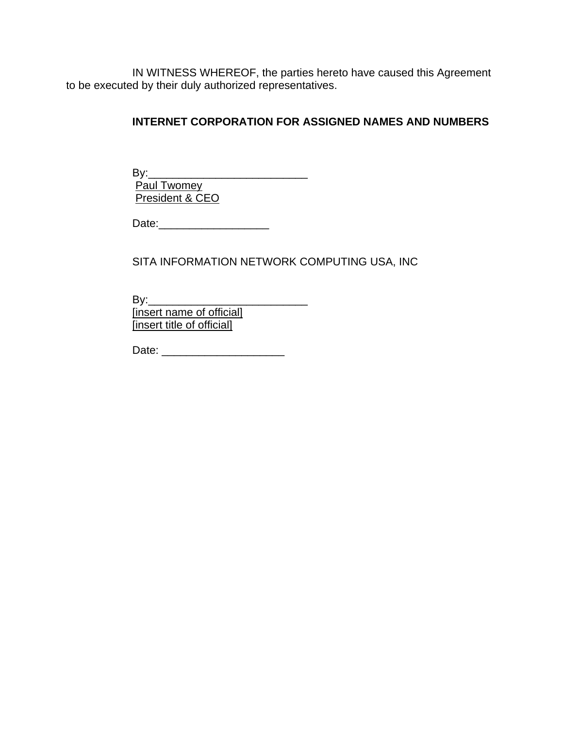IN WITNESS WHEREOF, the parties hereto have caused this Agreement to be executed by their duly authorized representatives.

**INTERNET CORPORATION FOR ASSIGNED NAMES AND NUMBERS**

By:__________________________
Paul Twomey
President & CEO

Date:__________________

SITA INFORMATION NETWORK COMPUTING USA, INC

By:__________________________
[insert name of official]
[insert title of official]

Date: ____________________